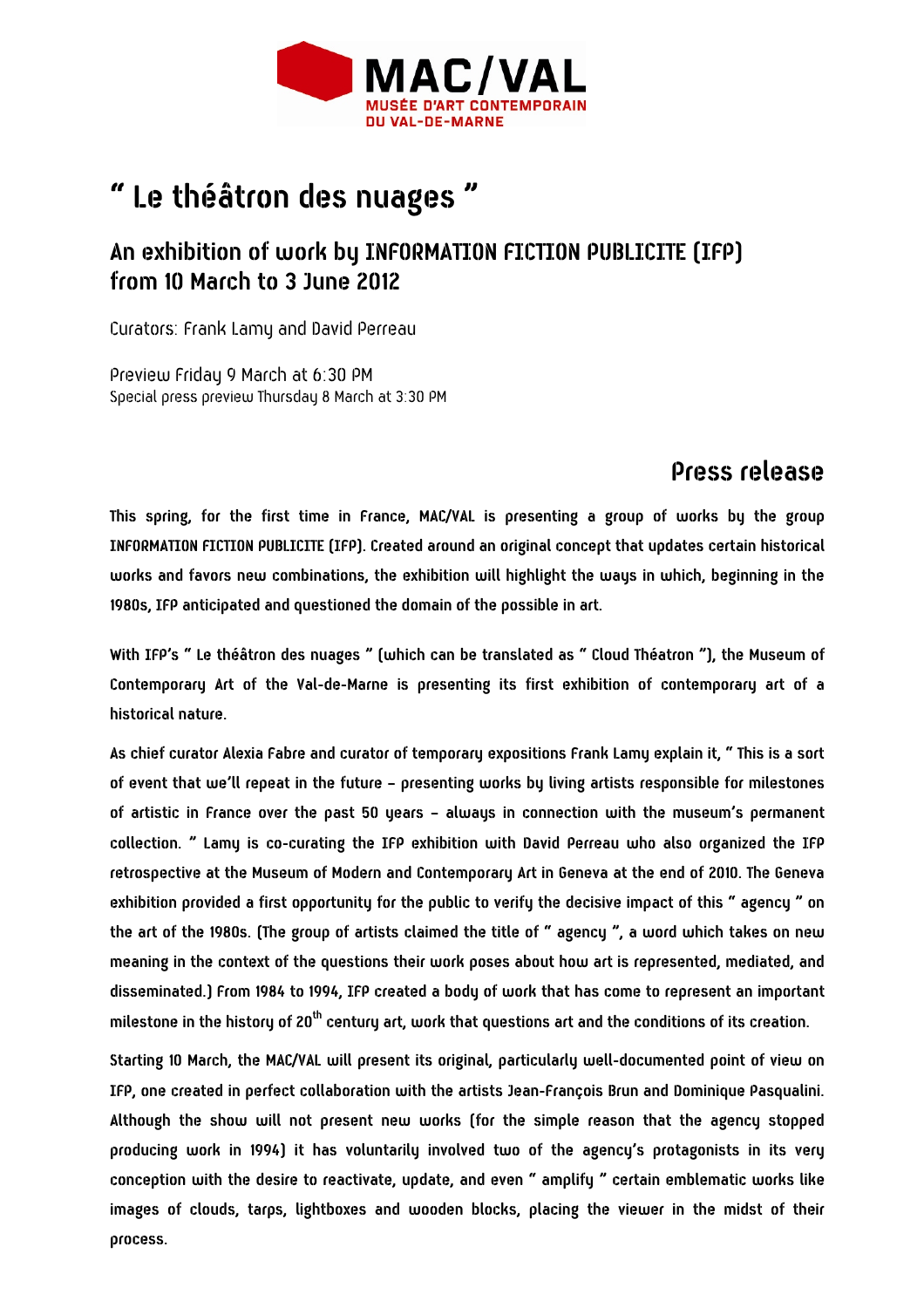MAC/VAL
MUSÉE D'ART CONTEMPORAIN
DU VAL-DE-MARNE

# " Le théâtron des nuages "

## An exhibition of work by INFORMATION FICTION PUBLICITE (IFP) from 10 March to 3 June 2012

Curators: Frank Lamy and David Perreau

Preview Friday 9 March at 6:30 PM
Special press preview Thursday 8 March at 3:30 PM

## Press release

**This spring, for the first time in France, MAC/VAL is presenting a group of works by the group INFORMATION FICTION PUBLICITE (IFP). Created around an original concept that updates certain historical works and favors new combinations, the exhibition will highlight the ways in which, beginning in the 1980s, IFP anticipated and questioned the domain of the possible in art.**

**With IFP's " Le théâtron des nuages " (which can be translated as " Cloud Théatron "), the Museum of Contemporary Art of the Val-de-Marne is presenting its first exhibition of contemporary art of a historical nature.**

**As chief curator Alexia Fabre and curator of temporary expositions Frank Lamy explain it, " This is a sort of event that we'll repeat in the future – presenting works by living artists responsible for milestones of artistic in France over the past 50 years – always in connection with the museum's permanent collection. " Lamy is co-curating the IFP exhibition with David Perreau who also organized the IFP retrospective at the Museum of Modern and Contemporary Art in Geneva at the end of 2010. The Geneva exhibition provided a first opportunity for the public to verify the decisive impact of this " agency " on the art of the 1980s. (The group of artists claimed the title of " agency ", a word which takes on new meaning in the context of the questions their work poses about how art is represented, mediated, and disseminated.) From 1984 to 1994, IFP created a body of work that has come to represent an important milestone in the history of 20th century art, work that questions art and the conditions of its creation.**

**Starting 10 March, the MAC/VAL will present its original, particularly well-documented point of view on IFP, one created in perfect collaboration with the artists Jean-François Brun and Dominique Pasqualini. Although the show will not present new works (for the simple reason that the agency stopped producing work in 1994) it has voluntarily involved two of the agency's protagonists in its very conception with the desire to reactivate, update, and even " amplify " certain emblematic works like images of clouds, tarps, lightboxes and wooden blocks, placing the viewer in the midst of their process.**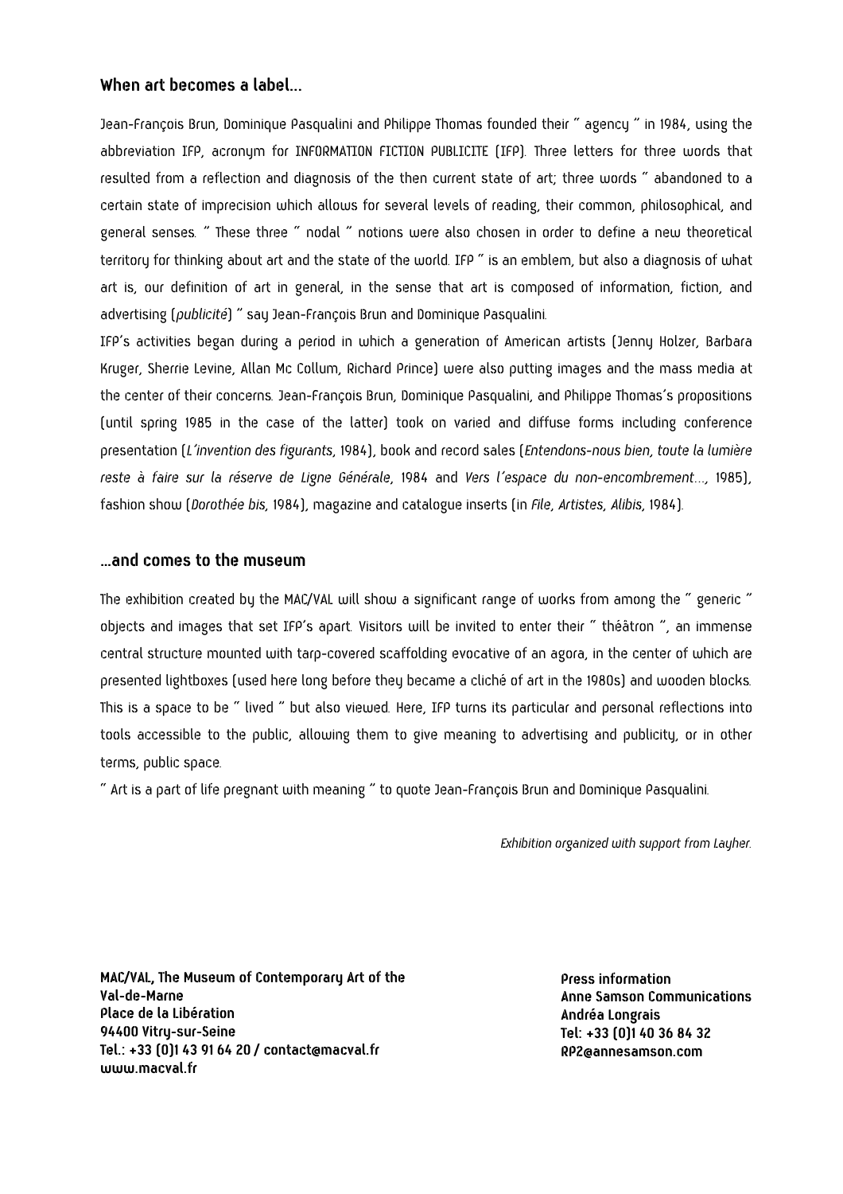## When art becomes a label...

Jean-François Brun, Dominique Pasqualini and Philippe Thomas founded their " agency " in 1984, using the abbreviation IFP, acronym for INFORMATION FICTION PUBLICITE (IFP). Three letters for three words that resulted from a reflection and diagnosis of the then current state of art; three words " abandoned to a certain state of imprecision which allows for several levels of reading, their common, philosophical, and general senses. " These three " nodal " notions were also chosen in order to define a new theoretical territory for thinking about art and the state of the world. IFP " is an emblem, but also a diagnosis of what art is, our definition of art in general, in the sense that art is composed of information, fiction, and advertising (*publicité*) " say Jean-François Brun and Dominique Pasqualini.

IFP's activities began during a period in which a generation of American artists (Jenny Holzer, Barbara Kruger, Sherrie Levine, Allan Mc Collum, Richard Prince) were also putting images and the mass media at the center of their concerns. Jean-François Brun, Dominique Pasqualini, and Philippe Thomas's propositions (until spring 1985 in the case of the latter) took on varied and diffuse forms including conference presentation (*L'invention des figurants*, 1984), book and record sales (*Entendons-nous bien, toute la lumière reste à faire sur la réserve de Ligne Générale*, 1984 and *Vers l'espace du non-encombrement...*, 1985), fashion show (*Dorothée bis*, 1984), magazine and catalogue inserts (in *File*, *Artistes*, *Alibis*, 1984).

## ...and comes to the museum

The exhibition created by the MAC/VAL will show a significant range of works from among the " generic " objects and images that set IFP's apart. Visitors will be invited to enter their " théâtron ", an immense central structure mounted with tarp-covered scaffolding evocative of an agora, in the center of which are presented lightboxes (used here long before they became a cliché of art in the 1980s) and wooden blocks. This is a space to be " lived " but also viewed. Here, IFP turns its particular and personal reflections into tools accessible to the public, allowing them to give meaning to advertising and publicity, or in other terms, public space.

" Art is a part of life pregnant with meaning " to quote Jean-François Brun and Dominique Pasqualini.

*Exhibition organized with support from Layher.*

**MAC/VAL, The Museum of Contemporary Art of the Val-de-Marne**
**Place de la Libération**
**94400 Vitry-sur-Seine**
**Tel.: +33 (0)1 43 91 64 20 / contact@macval.fr**
**www.macval.fr**

**Press information**
**Anne Samson Communications**
**Andréa Longrais**
**Tel: +33 (0)1 40 36 84 32**
**RP2@annesamson.com**